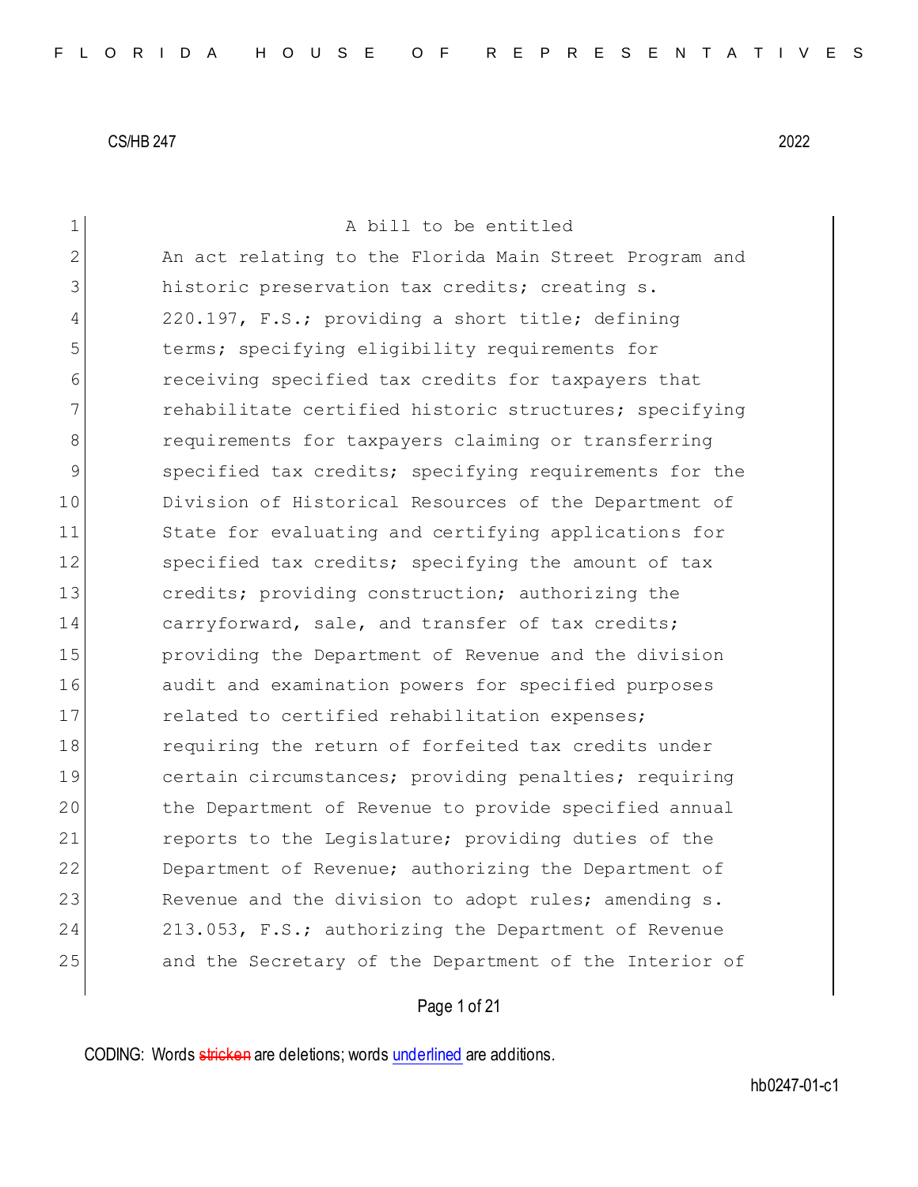CS/HB 247 2022

A bill to be entitled

An act relating to the Florida Main Street Program and historic preservation tax credits; creating s. 220.197, F.S.; providing a short title; defining terms; specifying eligibility requirements for receiving specified tax credits for taxpayers that rehabilitate certified historic structures; specifying requirements for taxpayers claiming or transferring specified tax credits; specifying requirements for the Division of Historical Resources of the Department of State for evaluating and certifying applications for specified tax credits; specifying the amount of tax credits; providing construction; authorizing the carryforward, sale, and transfer of tax credits; providing the Department of Revenue and the division audit and examination powers for specified purposes related to certified rehabilitation expenses; requiring the return of forfeited tax credits under certain circumstances; providing penalties; requiring the Department of Revenue to provide specified annual reports to the Legislature; providing duties of the Department of Revenue; authorizing the Department of Revenue and the division to adopt rules; amending s. 213.053, F.S.; authorizing the Department of Revenue and the Secretary of the Department of the Interior of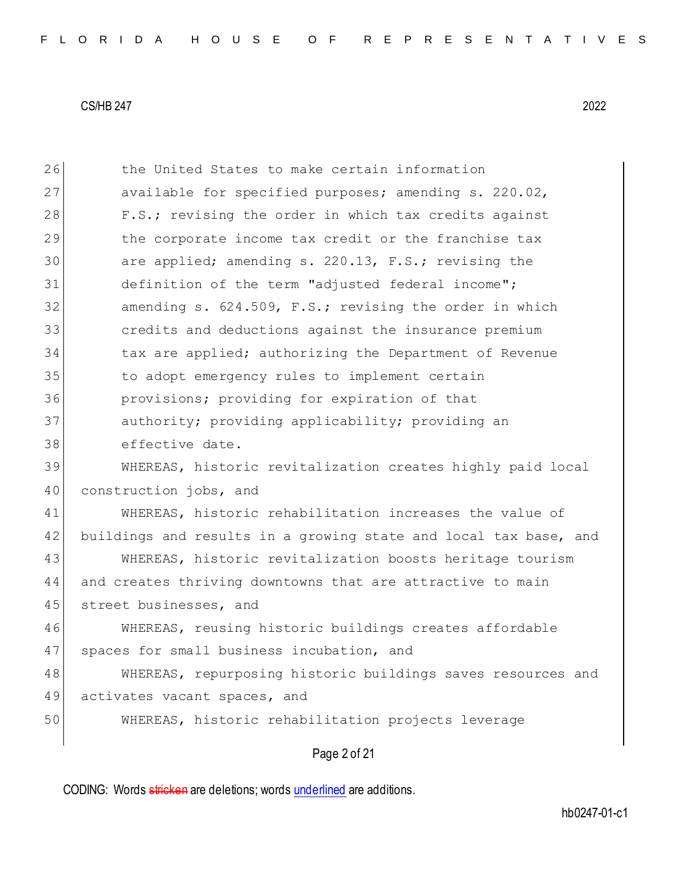the United States to make certain information available for specified purposes; amending s. 220.02, F.S.; revising the order in which tax credits against the corporate income tax credit or the franchise tax are applied; amending s. 220.13, F.S.; revising the definition of the term "adjusted federal income"; amending s. 624.509, F.S.; revising the order in which credits and deductions against the insurance premium tax are applied; authorizing the Department of Revenue to adopt emergency rules to implement certain provisions; providing for expiration of that authority; providing applicability; providing an effective date.

WHEREAS, historic revitalization creates highly paid local construction jobs, and

WHEREAS, historic rehabilitation increases the value of buildings and results in a growing state and local tax base, and

WHEREAS, historic revitalization boosts heritage tourism and creates thriving downtowns that are attractive to main street businesses, and

WHEREAS, reusing historic buildings creates affordable spaces for small business incubation, and

WHEREAS, repurposing historic buildings saves resources and activates vacant spaces, and

WHEREAS, historic rehabilitation projects leverage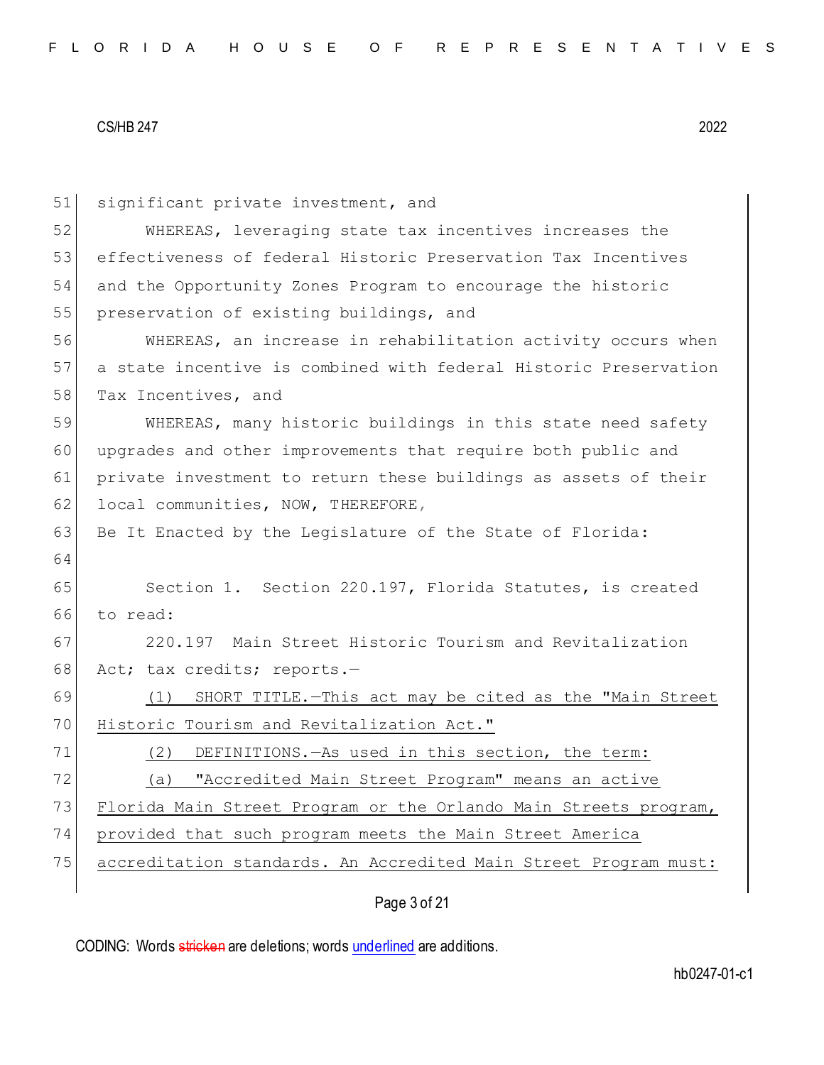significant private investment, and

WHEREAS, leveraging state tax incentives increases the effectiveness of federal Historic Preservation Tax Incentives and the Opportunity Zones Program to encourage the historic preservation of existing buildings, and

WHEREAS, an increase in rehabilitation activity occurs when a state incentive is combined with federal Historic Preservation Tax Incentives, and

WHEREAS, many historic buildings in this state need safety upgrades and other improvements that require both public and private investment to return these buildings as assets of their local communities, NOW, THEREFORE,

Be It Enacted by the Legislature of the State of Florida:

Section 1. Section 220.197, Florida Statutes, is created to read:

220.197 Main Street Historic Tourism and Revitalization Act; tax credits; reports.—

(1) SHORT TITLE.—This act may be cited as the "Main Street Historic Tourism and Revitalization Act."

(2) DEFINITIONS.—As used in this section, the term:

(a) "Accredited Main Street Program" means an active Florida Main Street Program or the Orlando Main Streets program, provided that such program meets the Main Street America accreditation standards. An Accredited Main Street Program must: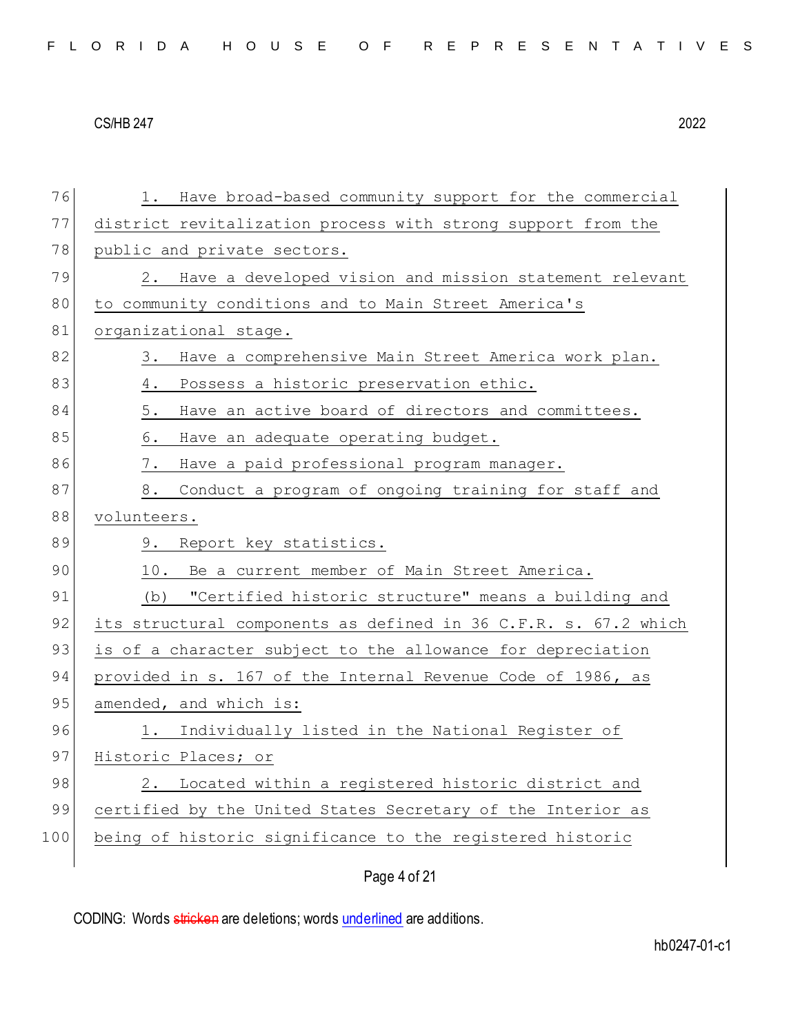1. Have broad-based community support for the commercial district revitalization process with strong support from the public and private sectors.

2. Have a developed vision and mission statement relevant to community conditions and to Main Street America's organizational stage.

3. Have a comprehensive Main Street America work plan.

4. Possess a historic preservation ethic.

5. Have an active board of directors and committees.

6. Have an adequate operating budget.

7. Have a paid professional program manager.

8. Conduct a program of ongoing training for staff and volunteers.

9. Report key statistics.

10. Be a current member of Main Street America.

(b) "Certified historic structure" means a building and its structural components as defined in 36 C.F.R. s. 67.2 which is of a character subject to the allowance for depreciation provided in s. 167 of the Internal Revenue Code of 1986, as amended, and which is:

1. Individually listed in the National Register of Historic Places; or

2. Located within a registered historic district and certified by the United States Secretary of the Interior as being of historic significance to the registered historic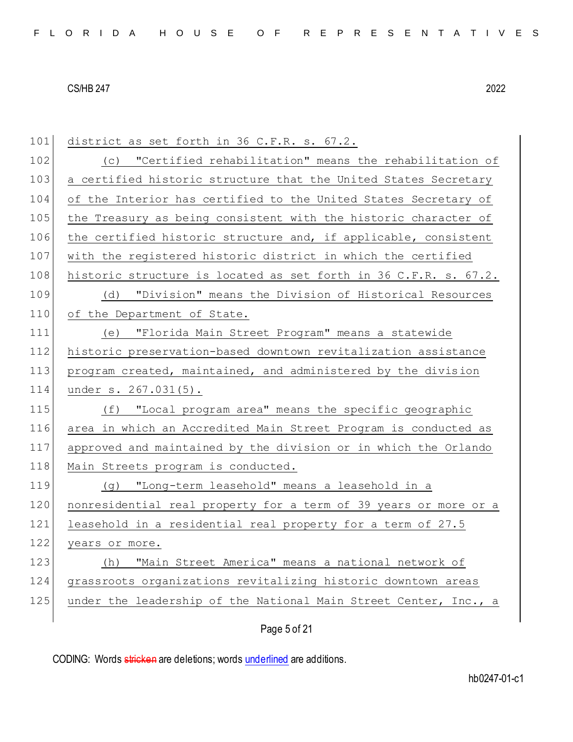district as set forth in 36 C.F.R. s. 67.2.

(c) "Certified rehabilitation" means the rehabilitation of a certified historic structure that the United States Secretary of the Interior has certified to the United States Secretary of the Treasury as being consistent with the historic character of the certified historic structure and, if applicable, consistent with the registered historic district in which the certified historic structure is located as set forth in 36 C.F.R. s. 67.2.

(d) "Division" means the Division of Historical Resources of the Department of State.

(e) "Florida Main Street Program" means a statewide historic preservation-based downtown revitalization assistance program created, maintained, and administered by the division under s. 267.031(5).

(f) "Local program area" means the specific geographic area in which an Accredited Main Street Program is conducted as approved and maintained by the division or in which the Orlando Main Streets program is conducted.

(g) "Long-term leasehold" means a leasehold in a nonresidential real property for a term of 39 years or more or a leasehold in a residential real property for a term of 27.5 years or more.

(h) "Main Street America" means a national network of grassroots organizations revitalizing historic downtown areas under the leadership of the National Main Street Center, Inc., a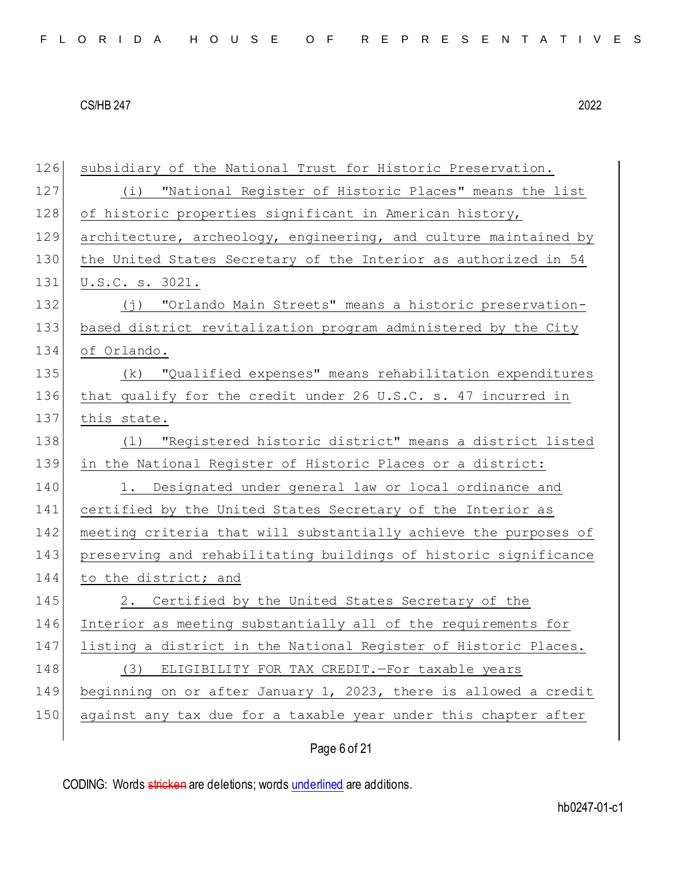subsidiary of the National Trust for Historic Preservation.

(i) "National Register of Historic Places" means the list of historic properties significant in American history, architecture, archeology, engineering, and culture maintained by the United States Secretary of the Interior as authorized in 54 U.S.C. s. 3021.

(j) "Orlando Main Streets" means a historic preservation-based district revitalization program administered by the City of Orlando.

(k) "Qualified expenses" means rehabilitation expenditures that qualify for the credit under 26 U.S.C. s. 47 incurred in this state.

(l) "Registered historic district" means a district listed in the National Register of Historic Places or a district:

1. Designated under general law or local ordinance and certified by the United States Secretary of the Interior as meeting criteria that will substantially achieve the purposes of preserving and rehabilitating buildings of historic significance to the district; and

2. Certified by the United States Secretary of the Interior as meeting substantially all of the requirements for listing a district in the National Register of Historic Places.

(3) ELIGIBILITY FOR TAX CREDIT.—For taxable years beginning on or after January 1, 2023, there is allowed a credit against any tax due for a taxable year under this chapter after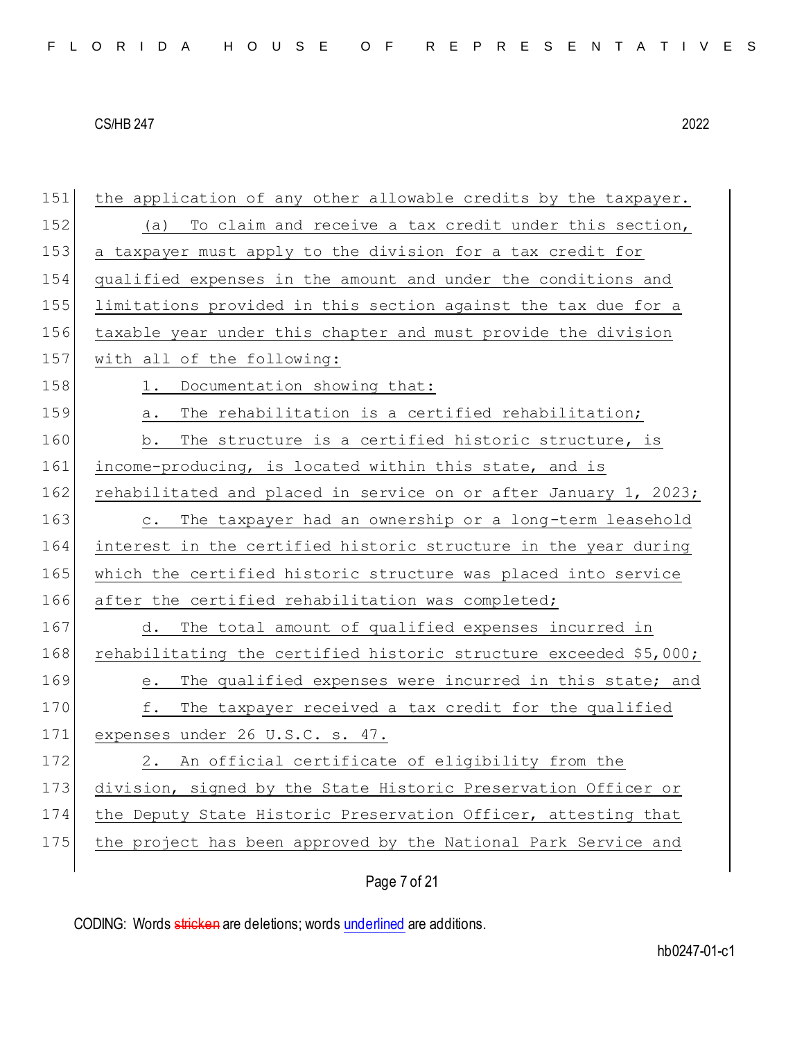the application of any other allowable credits by the taxpayer.

(a) To claim and receive a tax credit under this section, a taxpayer must apply to the division for a tax credit for qualified expenses in the amount and under the conditions and limitations provided in this section against the tax due for a taxable year under this chapter and must provide the division with all of the following:

1. Documentation showing that:

a. The rehabilitation is a certified rehabilitation;

b. The structure is a certified historic structure, is income-producing, is located within this state, and is rehabilitated and placed in service on or after January 1, 2023;

c. The taxpayer had an ownership or a long-term leasehold interest in the certified historic structure in the year during which the certified historic structure was placed into service after the certified rehabilitation was completed;

d. The total amount of qualified expenses incurred in rehabilitating the certified historic structure exceeded $5,000;

e. The qualified expenses were incurred in this state; and

f. The taxpayer received a tax credit for the qualified expenses under 26 U.S.C. s. 47.

2. An official certificate of eligibility from the division, signed by the State Historic Preservation Officer or the Deputy State Historic Preservation Officer, attesting that the project has been approved by the National Park Service and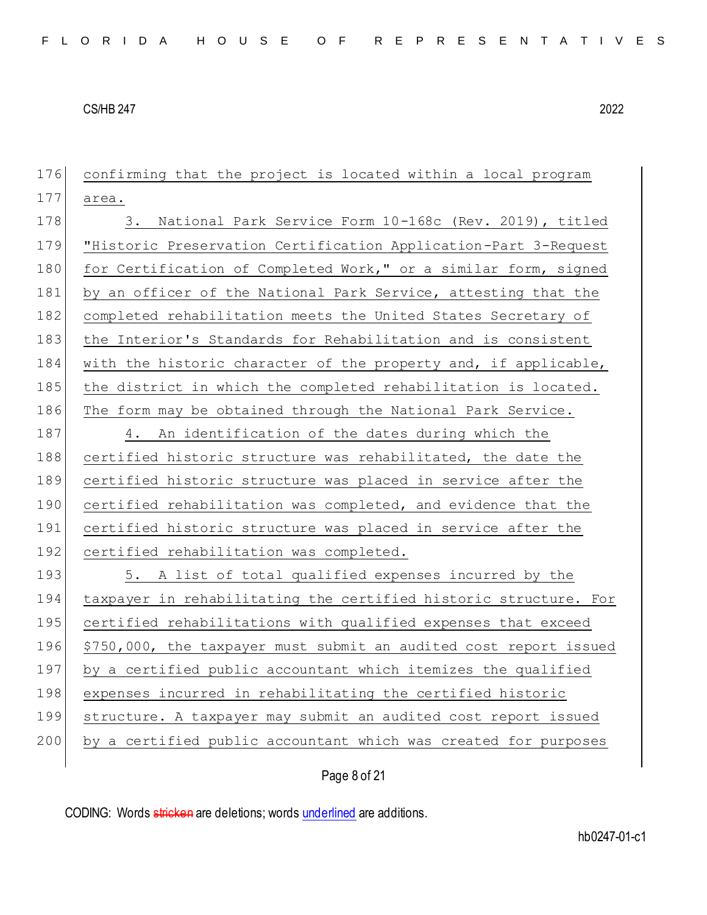confirming that the project is located within a local program area.

3. National Park Service Form 10-168c (Rev. 2019), titled "Historic Preservation Certification Application-Part 3-Request for Certification of Completed Work," or a similar form, signed by an officer of the National Park Service, attesting that the completed rehabilitation meets the United States Secretary of the Interior's Standards for Rehabilitation and is consistent with the historic character of the property and, if applicable, the district in which the completed rehabilitation is located. The form may be obtained through the National Park Service.

4. An identification of the dates during which the certified historic structure was rehabilitated, the date the certified historic structure was placed in service after the certified rehabilitation was completed, and evidence that the certified historic structure was placed in service after the certified rehabilitation was completed.

5. A list of total qualified expenses incurred by the taxpayer in rehabilitating the certified historic structure. For certified rehabilitations with qualified expenses that exceed $750,000, the taxpayer must submit an audited cost report issued by a certified public accountant which itemizes the qualified expenses incurred in rehabilitating the certified historic structure. A taxpayer may submit an audited cost report issued by a certified public accountant which was created for purposes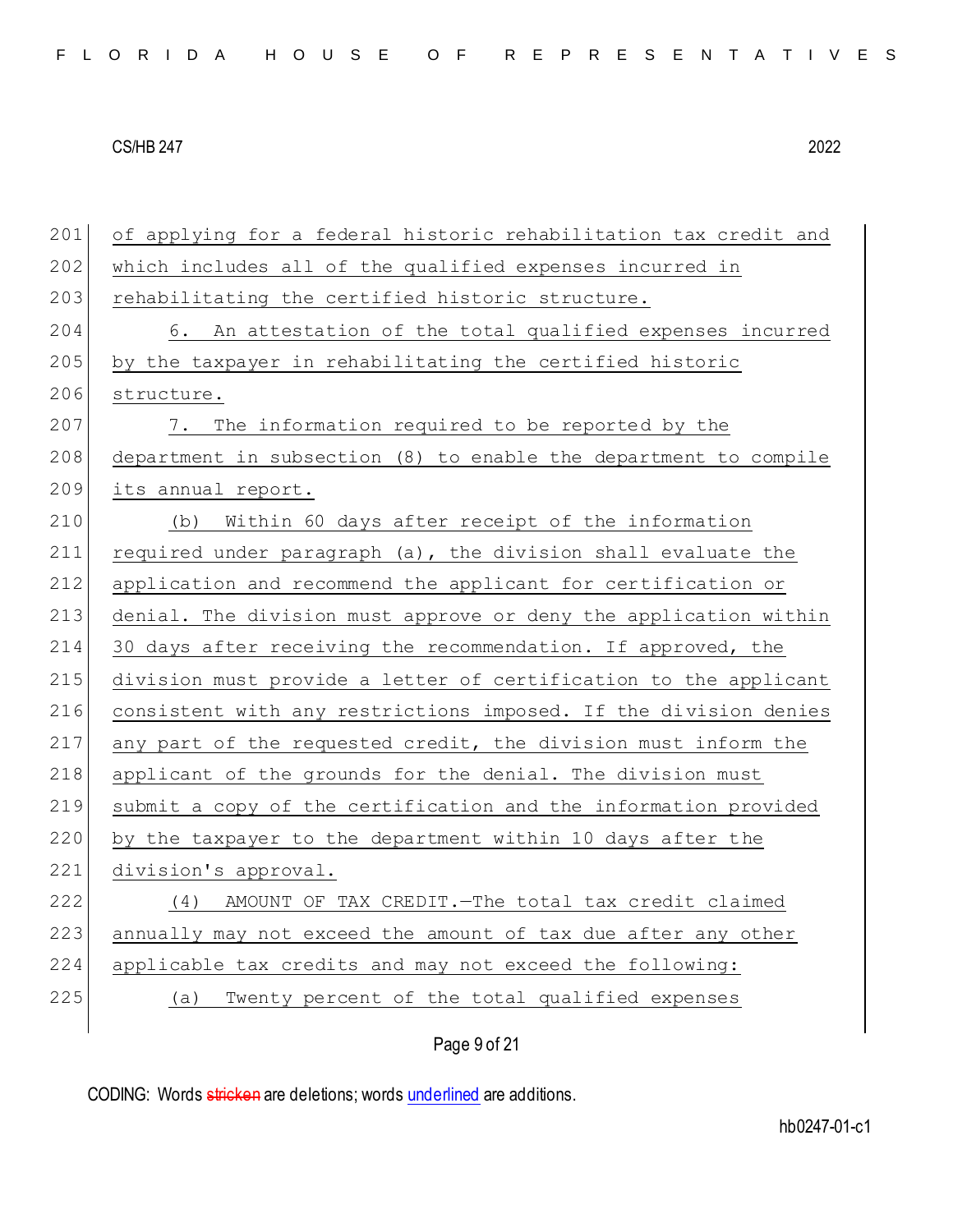of applying for a federal historic rehabilitation tax credit and which includes all of the qualified expenses incurred in rehabilitating the certified historic structure.

6. An attestation of the total qualified expenses incurred by the taxpayer in rehabilitating the certified historic structure.

7. The information required to be reported by the department in subsection (8) to enable the department to compile its annual report.

(b) Within 60 days after receipt of the information required under paragraph (a), the division shall evaluate the application and recommend the applicant for certification or denial. The division must approve or deny the application within 30 days after receiving the recommendation. If approved, the division must provide a letter of certification to the applicant consistent with any restrictions imposed. If the division denies any part of the requested credit, the division must inform the applicant of the grounds for the denial. The division must submit a copy of the certification and the information provided by the taxpayer to the department within 10 days after the division's approval.

(4) AMOUNT OF TAX CREDIT.—The total tax credit claimed annually may not exceed the amount of tax due after any other applicable tax credits and may not exceed the following:

(a) Twenty percent of the total qualified expenses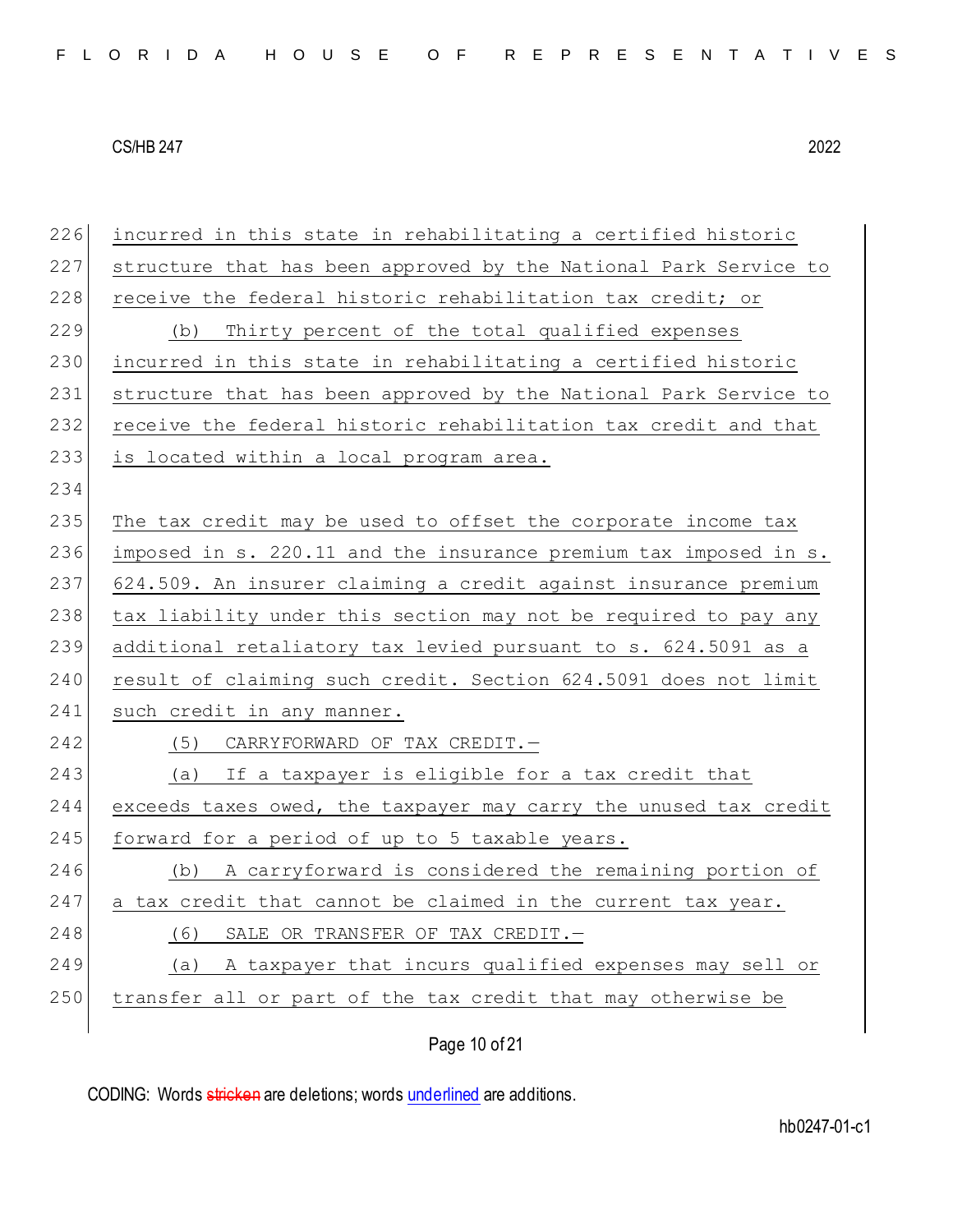incurred in this state in rehabilitating a certified historic structure that has been approved by the National Park Service to receive the federal historic rehabilitation tax credit; or

(b) Thirty percent of the total qualified expenses incurred in this state in rehabilitating a certified historic structure that has been approved by the National Park Service to receive the federal historic rehabilitation tax credit and that is located within a local program area.

The tax credit may be used to offset the corporate income tax imposed in s. 220.11 and the insurance premium tax imposed in s. 624.509. An insurer claiming a credit against insurance premium tax liability under this section may not be required to pay any additional retaliatory tax levied pursuant to s. 624.5091 as a result of claiming such credit. Section 624.5091 does not limit such credit in any manner.

(5) CARRYFORWARD OF TAX CREDIT.—

(a) If a taxpayer is eligible for a tax credit that exceeds taxes owed, the taxpayer may carry the unused tax credit forward for a period of up to 5 taxable years.

(b) A carryforward is considered the remaining portion of a tax credit that cannot be claimed in the current tax year.

(6) SALE OR TRANSFER OF TAX CREDIT.—

(a) A taxpayer that incurs qualified expenses may sell or transfer all or part of the tax credit that may otherwise be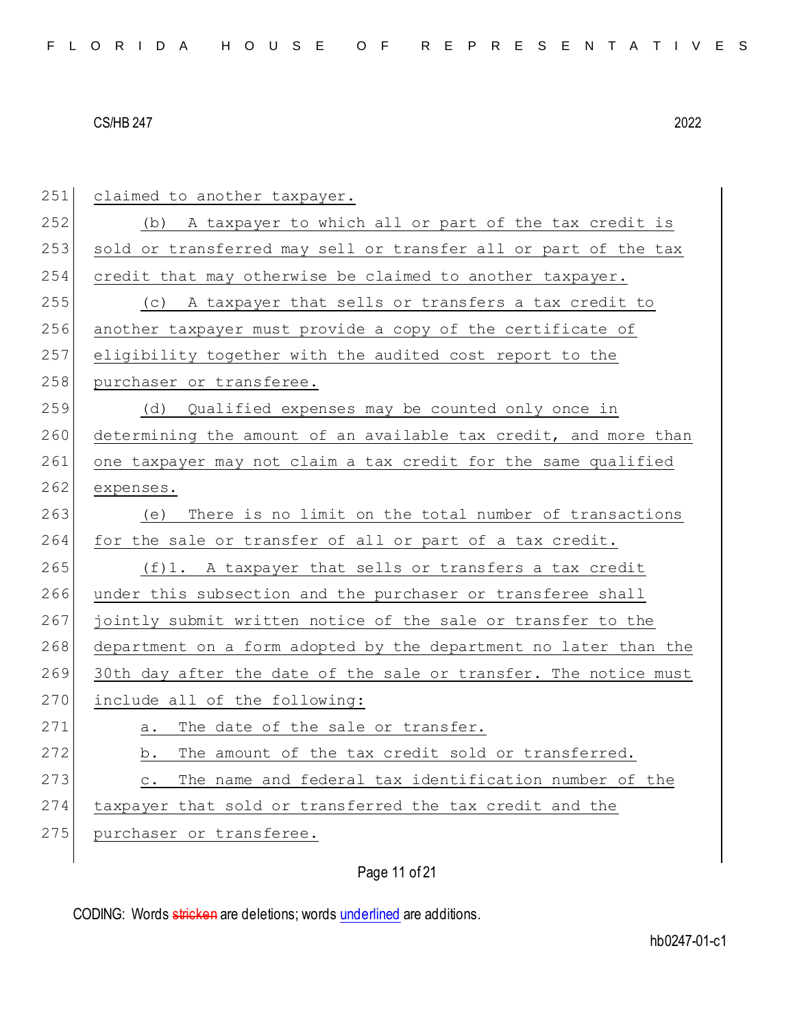claimed to another taxpayer.

(b) A taxpayer to which all or part of the tax credit is sold or transferred may sell or transfer all or part of the tax credit that may otherwise be claimed to another taxpayer.

(c) A taxpayer that sells or transfers a tax credit to another taxpayer must provide a copy of the certificate of eligibility together with the audited cost report to the purchaser or transferee.

(d) Qualified expenses may be counted only once in determining the amount of an available tax credit, and more than one taxpayer may not claim a tax credit for the same qualified expenses.

(e) There is no limit on the total number of transactions for the sale or transfer of all or part of a tax credit.

(f)1. A taxpayer that sells or transfers a tax credit under this subsection and the purchaser or transferee shall jointly submit written notice of the sale or transfer to the department on a form adopted by the department no later than the 30th day after the date of the sale or transfer. The notice must include all of the following:

a. The date of the sale or transfer.

b. The amount of the tax credit sold or transferred.

c. The name and federal tax identification number of the taxpayer that sold or transferred the tax credit and the purchaser or transferee.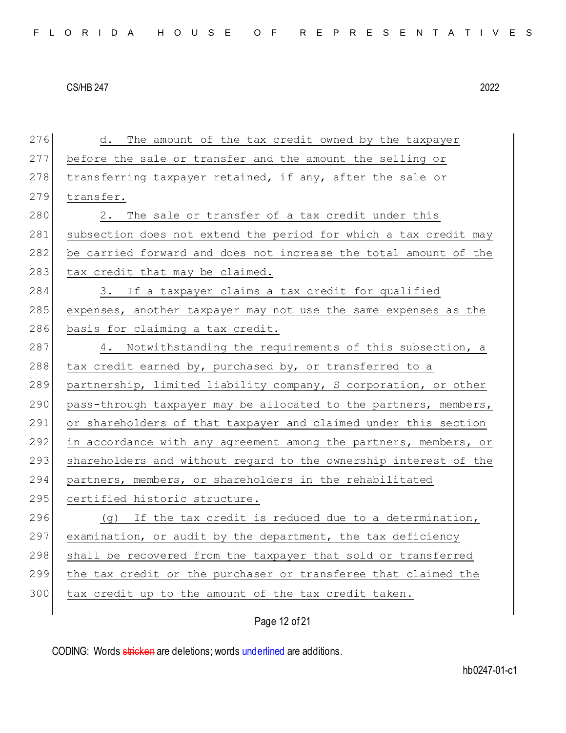d. The amount of the tax credit owned by the taxpayer before the sale or transfer and the amount the selling or transferring taxpayer retained, if any, after the sale or transfer.

2. The sale or transfer of a tax credit under this subsection does not extend the period for which a tax credit may be carried forward and does not increase the total amount of the tax credit that may be claimed.

3. If a taxpayer claims a tax credit for qualified expenses, another taxpayer may not use the same expenses as the basis for claiming a tax credit.

4. Notwithstanding the requirements of this subsection, a tax credit earned by, purchased by, or transferred to a partnership, limited liability company, S corporation, or other pass-through taxpayer may be allocated to the partners, members, or shareholders of that taxpayer and claimed under this section in accordance with any agreement among the partners, members, or shareholders and without regard to the ownership interest of the partners, members, or shareholders in the rehabilitated certified historic structure.

(g) If the tax credit is reduced due to a determination, examination, or audit by the department, the tax deficiency shall be recovered from the taxpayer that sold or transferred the tax credit or the purchaser or transferee that claimed the tax credit up to the amount of the tax credit taken.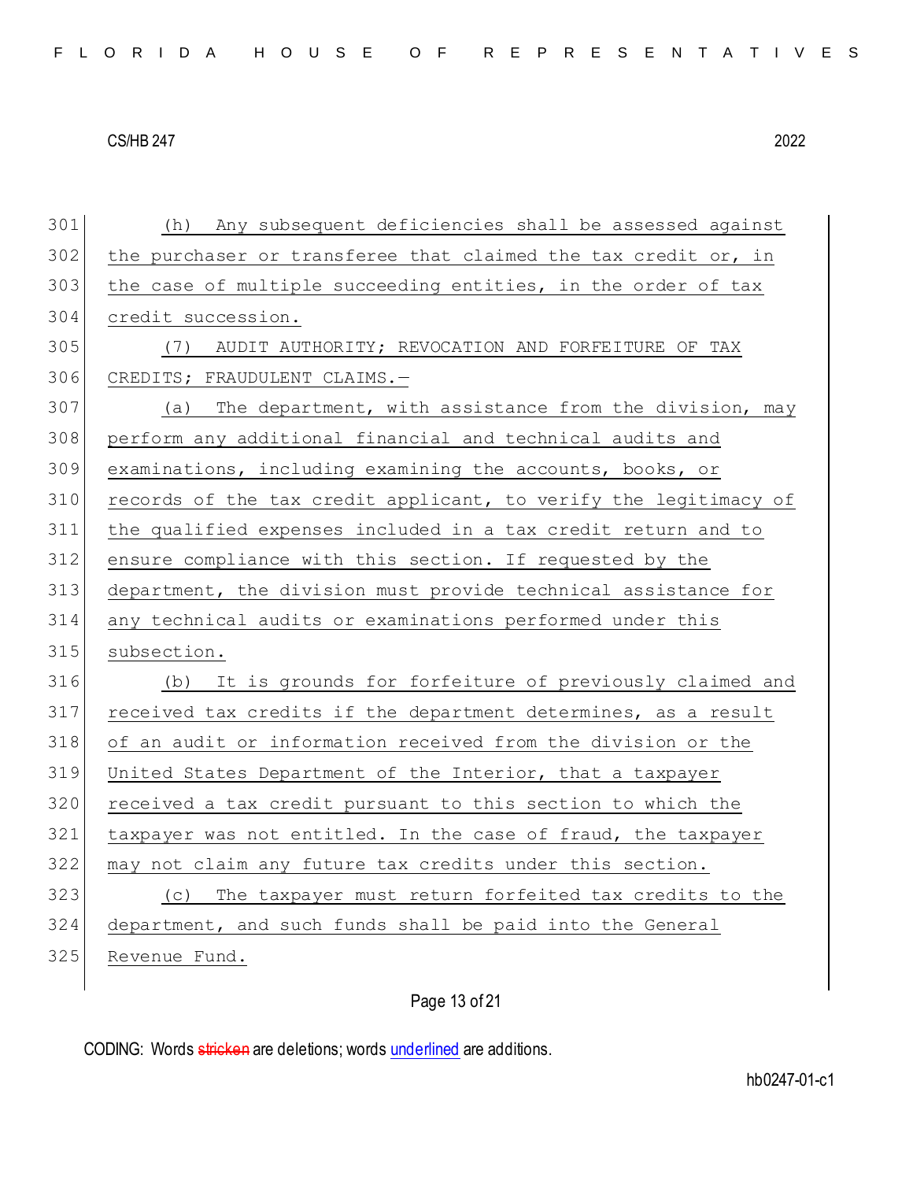(h) Any subsequent deficiencies shall be assessed against the purchaser or transferee that claimed the tax credit or, in the case of multiple succeeding entities, in the order of tax credit succession.

(7) AUDIT AUTHORITY; REVOCATION AND FORFEITURE OF TAX CREDITS; FRAUDULENT CLAIMS.—

(a) The department, with assistance from the division, may perform any additional financial and technical audits and examinations, including examining the accounts, books, or records of the tax credit applicant, to verify the legitimacy of the qualified expenses included in a tax credit return and to ensure compliance with this section. If requested by the department, the division must provide technical assistance for any technical audits or examinations performed under this subsection.

(b) It is grounds for forfeiture of previously claimed and received tax credits if the department determines, as a result of an audit or information received from the division or the United States Department of the Interior, that a taxpayer received a tax credit pursuant to this section to which the taxpayer was not entitled. In the case of fraud, the taxpayer may not claim any future tax credits under this section.

(c) The taxpayer must return forfeited tax credits to the department, and such funds shall be paid into the General Revenue Fund.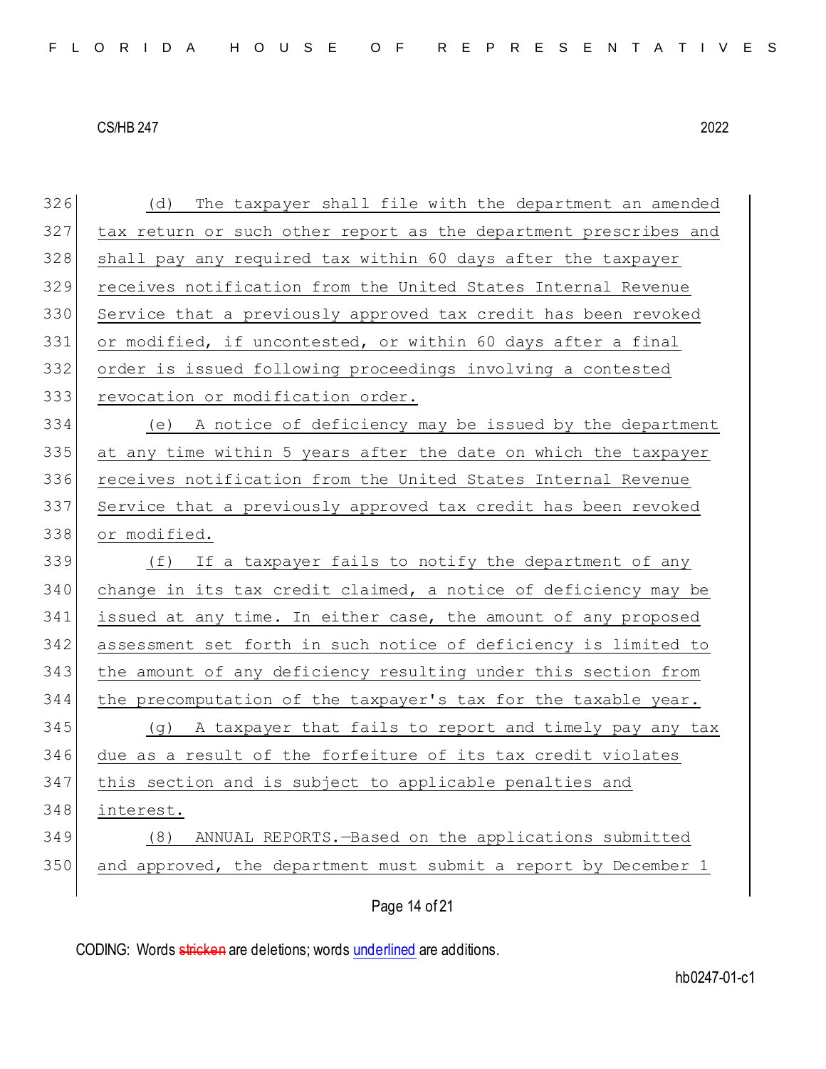(d) The taxpayer shall file with the department an amended tax return or such other report as the department prescribes and shall pay any required tax within 60 days after the taxpayer receives notification from the United States Internal Revenue Service that a previously approved tax credit has been revoked or modified, if uncontested, or within 60 days after a final order is issued following proceedings involving a contested revocation or modification order.

(e) A notice of deficiency may be issued by the department at any time within 5 years after the date on which the taxpayer receives notification from the United States Internal Revenue Service that a previously approved tax credit has been revoked or modified.

(f) If a taxpayer fails to notify the department of any change in its tax credit claimed, a notice of deficiency may be issued at any time. In either case, the amount of any proposed assessment set forth in such notice of deficiency is limited to the amount of any deficiency resulting under this section from the precomputation of the taxpayer's tax for the taxable year.

(g) A taxpayer that fails to report and timely pay any tax due as a result of the forfeiture of its tax credit violates this section and is subject to applicable penalties and interest.

(8) ANNUAL REPORTS.—Based on the applications submitted and approved, the department must submit a report by December 1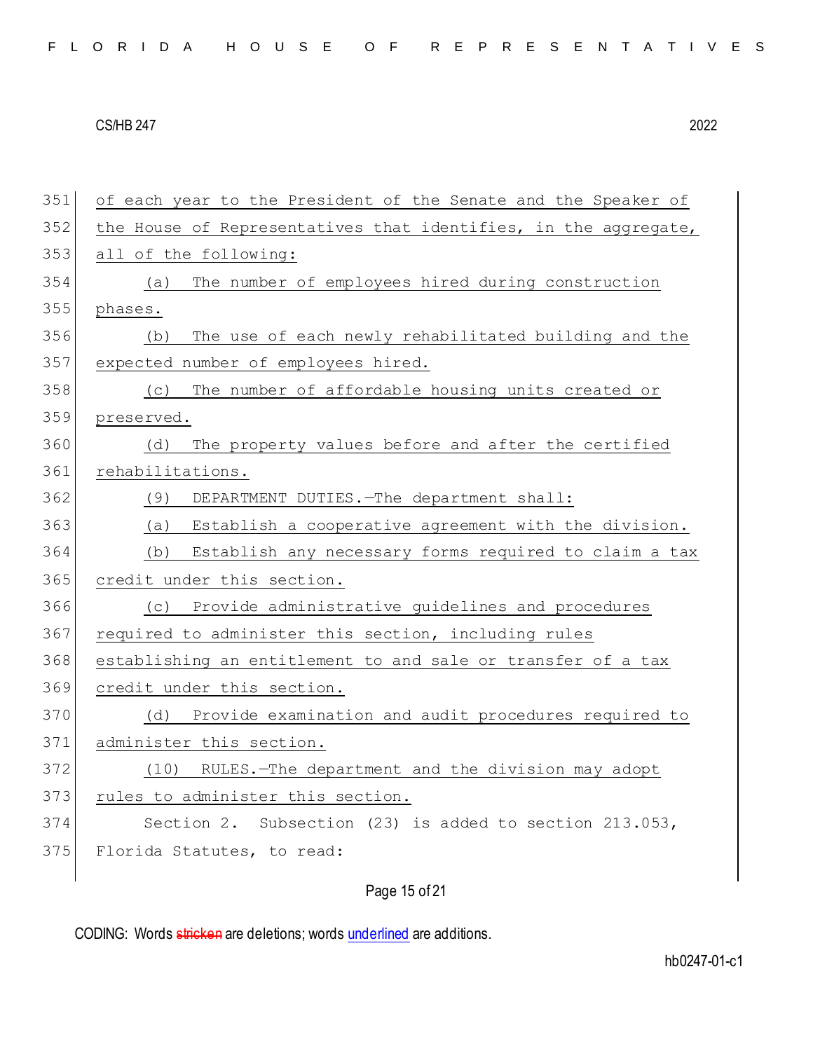of each year to the President of the Senate and the Speaker of the House of Representatives that identifies, in the aggregate, all of the following:

(a) The number of employees hired during construction phases.

(b) The use of each newly rehabilitated building and the expected number of employees hired.

(c) The number of affordable housing units created or preserved.

(d) The property values before and after the certified rehabilitations.

(9) DEPARTMENT DUTIES.—The department shall:

(a) Establish a cooperative agreement with the division.

(b) Establish any necessary forms required to claim a tax credit under this section.

(c) Provide administrative guidelines and procedures required to administer this section, including rules establishing an entitlement to and sale or transfer of a tax credit under this section.

(d) Provide examination and audit procedures required to administer this section.

(10) RULES.—The department and the division may adopt rules to administer this section.

Section 2. Subsection (23) is added to section 213.053, Florida Statutes, to read: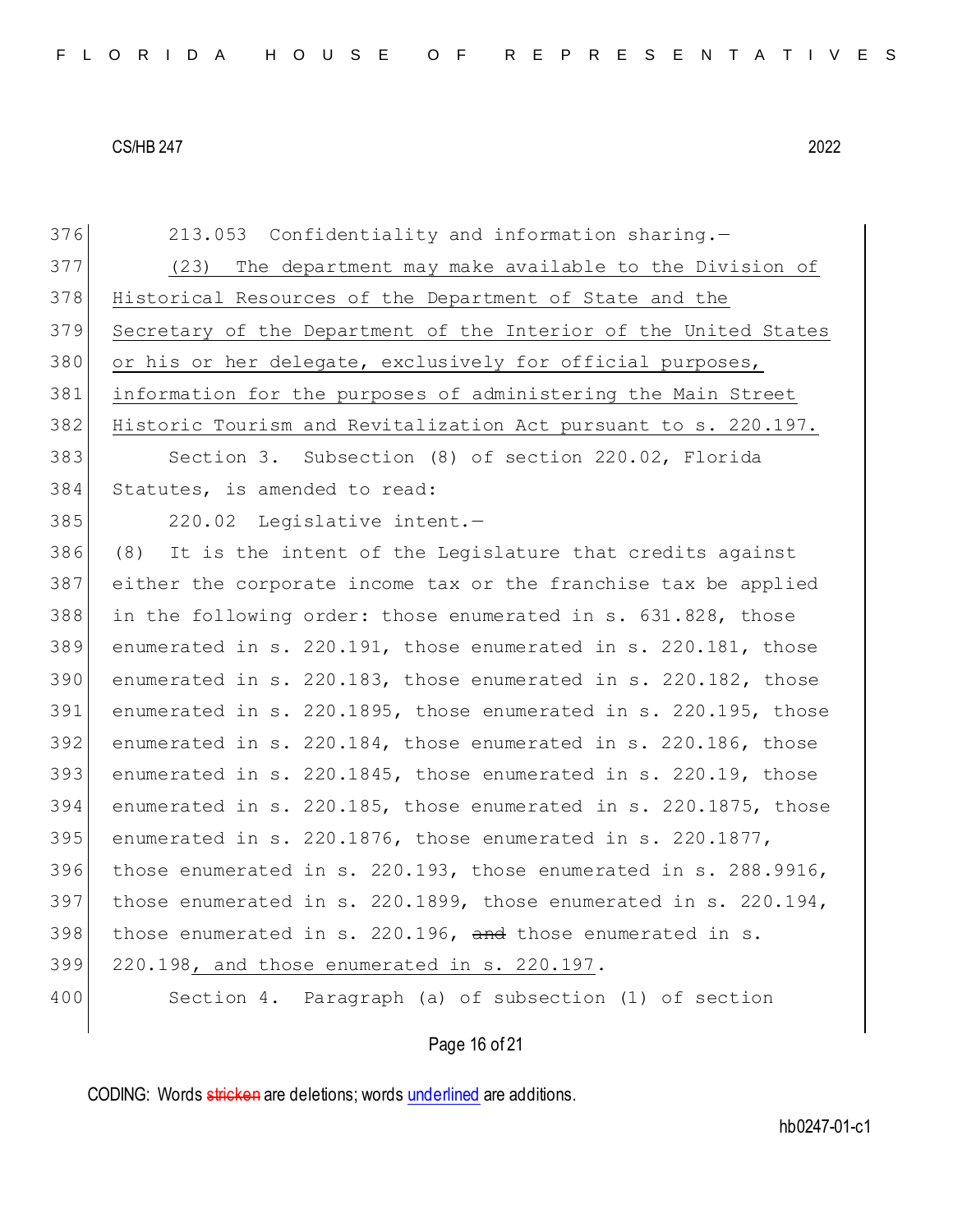213.053 Confidentiality and information sharing.—

<u>(23) The department may make available to the Division of Historical Resources of the Department of State and the Secretary of the Department of the Interior of the United States or his or her delegate, exclusively for official purposes, information for the purposes of administering the Main Street Historic Tourism and Revitalization Act pursuant to s. 220.197.</u>

Section 3. Subsection (8) of section 220.02, Florida Statutes, is amended to read:

220.02 Legislative intent.—

(8) It is the intent of the Legislature that credits against either the corporate income tax or the franchise tax be applied in the following order: those enumerated in s. 631.828, those enumerated in s. 220.191, those enumerated in s. 220.181, those enumerated in s. 220.183, those enumerated in s. 220.182, those enumerated in s. 220.1895, those enumerated in s. 220.195, those enumerated in s. 220.184, those enumerated in s. 220.186, those enumerated in s. 220.1845, those enumerated in s. 220.19, those enumerated in s. 220.185, those enumerated in s. 220.1875, those enumerated in s. 220.1876, those enumerated in s. 220.1877, those enumerated in s. 220.193, those enumerated in s. 288.9916, those enumerated in s. 220.1899, those enumerated in s. 220.194, those enumerated in s. 220.196, ~~and~~ those enumerated in s. 220.198<u>, and those enumerated in s. 220.197</u>.

Section 4. Paragraph (a) of subsection (1) of section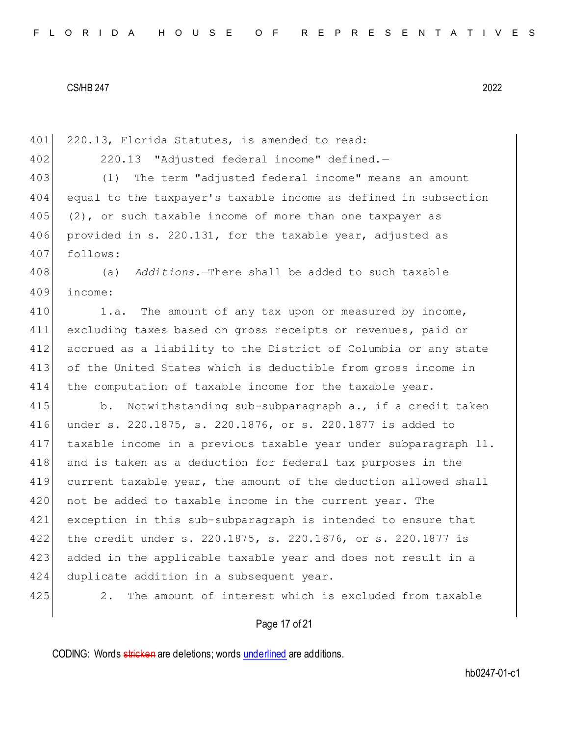220.13, Florida Statutes, is amended to read:

220.13 "Adjusted federal income" defined.—

(1) The term "adjusted federal income" means an amount equal to the taxpayer's taxable income as defined in subsection (2), or such taxable income of more than one taxpayer as provided in s. 220.131, for the taxable year, adjusted as follows:

(a) *Additions.*—There shall be added to such taxable income:

1.a. The amount of any tax upon or measured by income, excluding taxes based on gross receipts or revenues, paid or accrued as a liability to the District of Columbia or any state of the United States which is deductible from gross income in the computation of taxable income for the taxable year.

b. Notwithstanding sub-subparagraph a., if a credit taken under s. 220.1875, s. 220.1876, or s. 220.1877 is added to taxable income in a previous taxable year under subparagraph 11. and is taken as a deduction for federal tax purposes in the current taxable year, the amount of the deduction allowed shall not be added to taxable income in the current year. The exception in this sub-subparagraph is intended to ensure that the credit under s. 220.1875, s. 220.1876, or s. 220.1877 is added in the applicable taxable year and does not result in a duplicate addition in a subsequent year.

2. The amount of interest which is excluded from taxable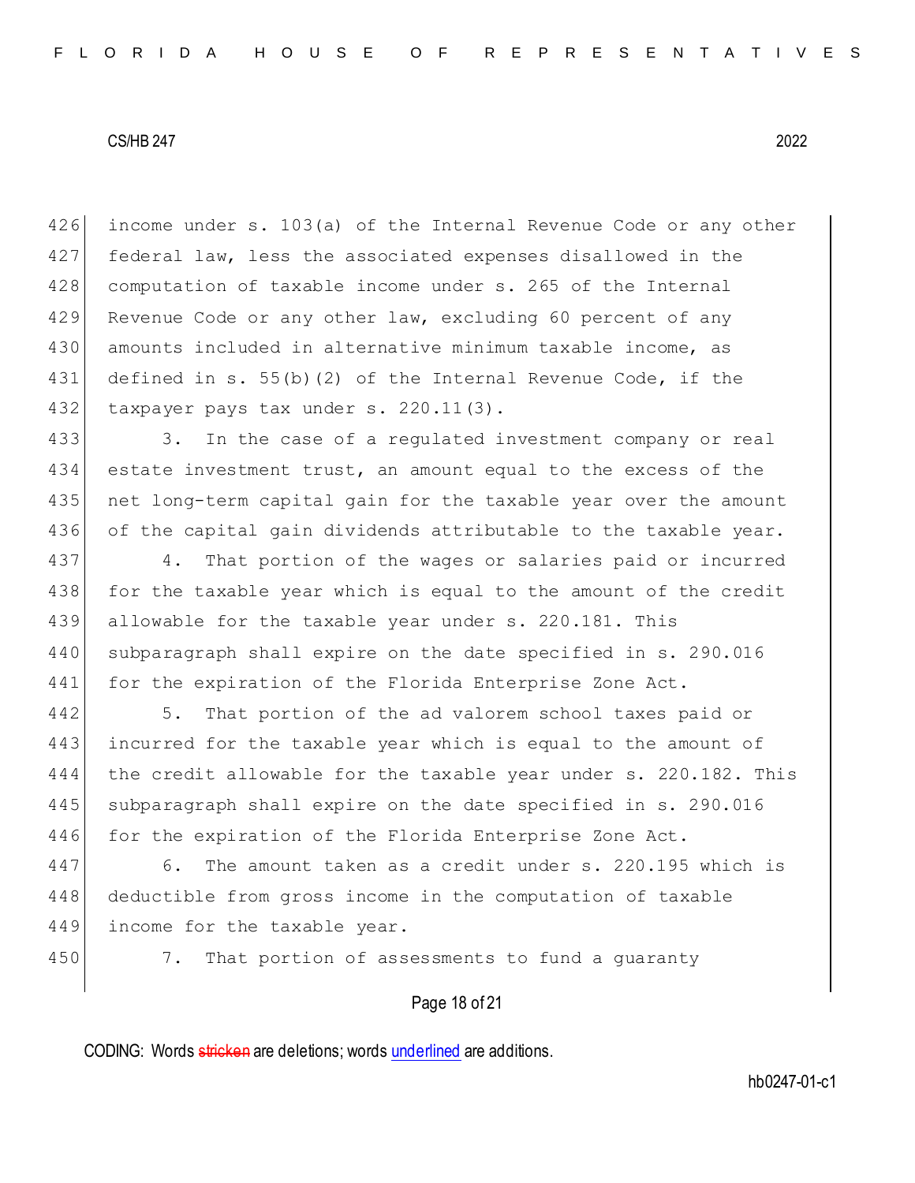426 income under s. 103(a) of the Internal Revenue Code or any other
427 federal law, less the associated expenses disallowed in the
428 computation of taxable income under s. 265 of the Internal
429 Revenue Code or any other law, excluding 60 percent of any
430 amounts included in alternative minimum taxable income, as
431 defined in s. 55(b)(2) of the Internal Revenue Code, if the
432 taxpayer pays tax under s. 220.11(3).

433 3. In the case of a regulated investment company or real
434 estate investment trust, an amount equal to the excess of the
435 net long-term capital gain for the taxable year over the amount
436 of the capital gain dividends attributable to the taxable year.

437 4. That portion of the wages or salaries paid or incurred
438 for the taxable year which is equal to the amount of the credit
439 allowable for the taxable year under s. 220.181. This
440 subparagraph shall expire on the date specified in s. 290.016
441 for the expiration of the Florida Enterprise Zone Act.

442 5. That portion of the ad valorem school taxes paid or
443 incurred for the taxable year which is equal to the amount of
444 the credit allowable for the taxable year under s. 220.182. This
445 subparagraph shall expire on the date specified in s. 290.016
446 for the expiration of the Florida Enterprise Zone Act.

447 6. The amount taken as a credit under s. 220.195 which is
448 deductible from gross income in the computation of taxable
449 income for the taxable year.

450 7. That portion of assessments to fund a guaranty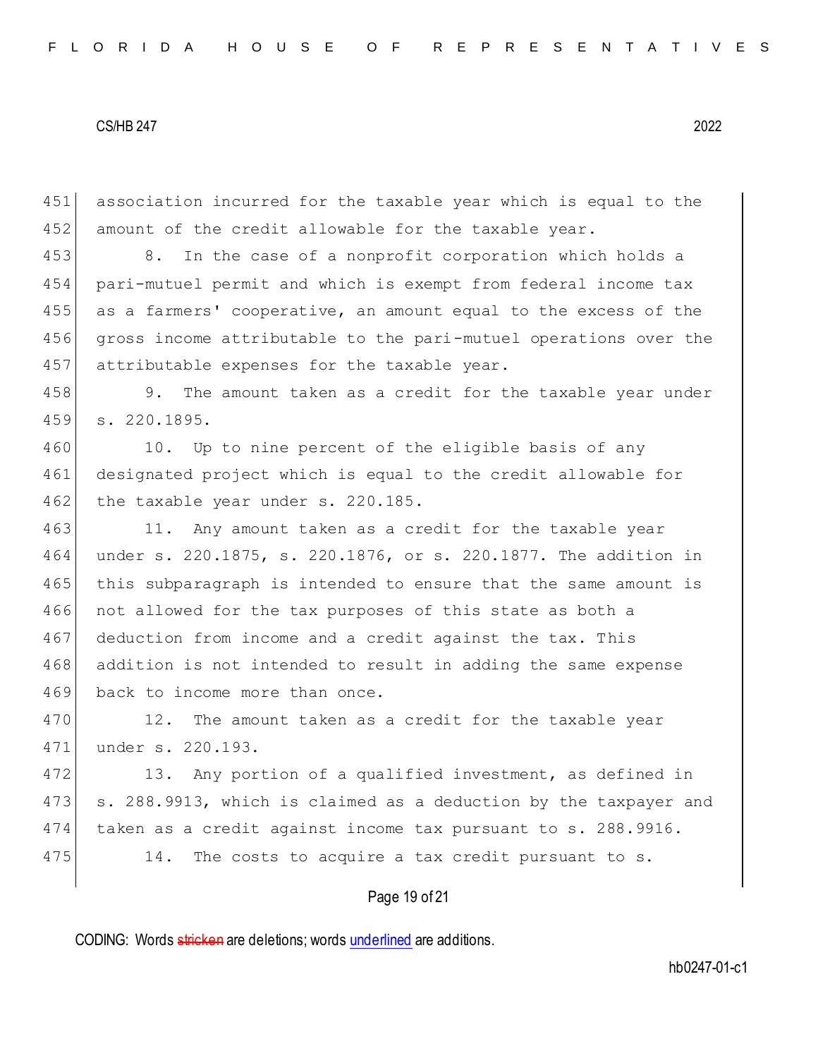association incurred for the taxable year which is equal to the amount of the credit allowable for the taxable year.

8. In the case of a nonprofit corporation which holds a pari-mutuel permit and which is exempt from federal income tax as a farmers' cooperative, an amount equal to the excess of the gross income attributable to the pari-mutuel operations over the attributable expenses for the taxable year.

9. The amount taken as a credit for the taxable year under s. 220.1895.

10. Up to nine percent of the eligible basis of any designated project which is equal to the credit allowable for the taxable year under s. 220.185.

11. Any amount taken as a credit for the taxable year under s. 220.1875, s. 220.1876, or s. 220.1877. The addition in this subparagraph is intended to ensure that the same amount is not allowed for the tax purposes of this state as both a deduction from income and a credit against the tax. This addition is not intended to result in adding the same expense back to income more than once.

12. The amount taken as a credit for the taxable year under s. 220.193.

13. Any portion of a qualified investment, as defined in s. 288.9913, which is claimed as a deduction by the taxpayer and taken as a credit against income tax pursuant to s. 288.9916.

14. The costs to acquire a tax credit pursuant to s.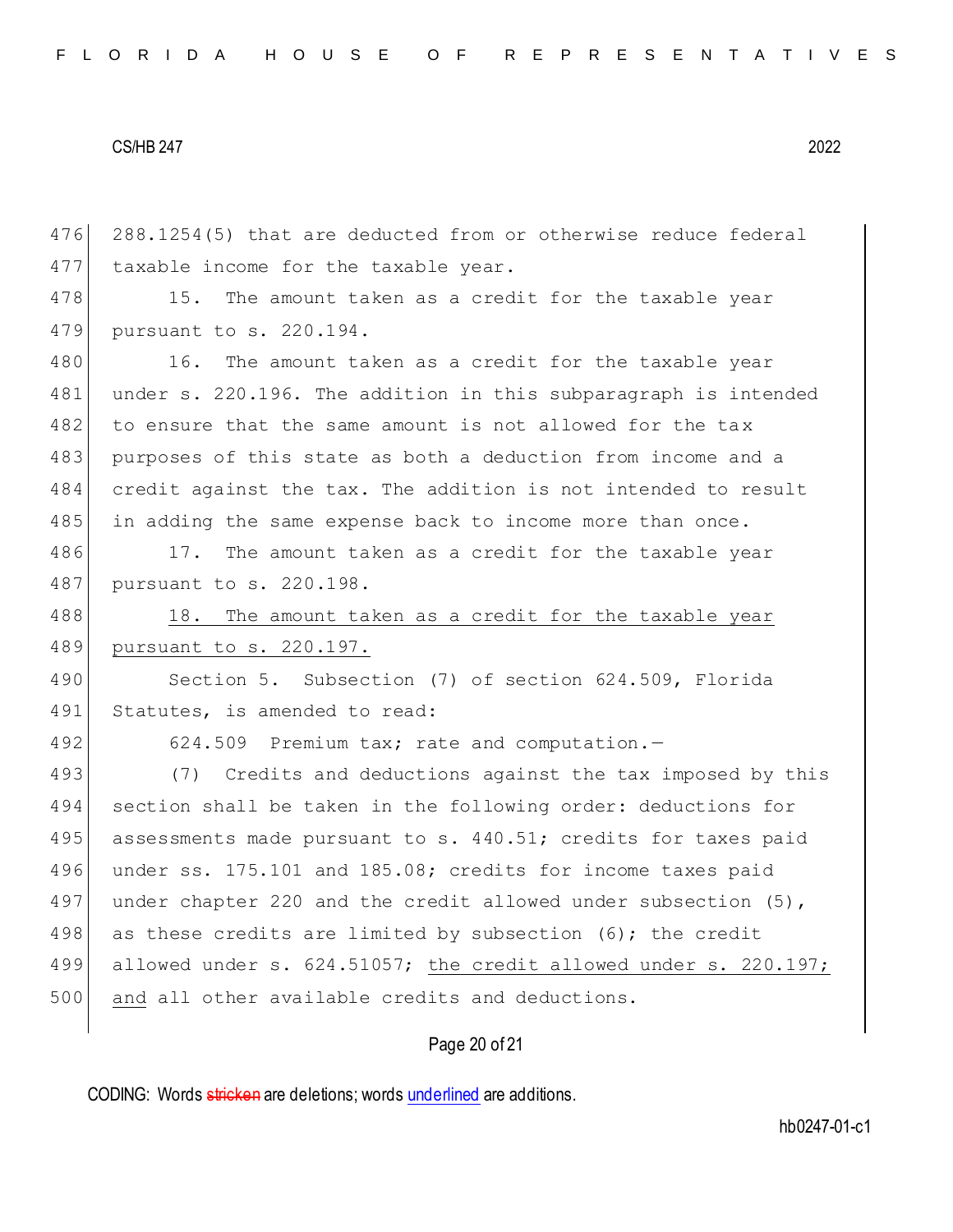288.1254(5) that are deducted from or otherwise reduce federal taxable income for the taxable year.

15. The amount taken as a credit for the taxable year pursuant to s. 220.194.

16. The amount taken as a credit for the taxable year under s. 220.196. The addition in this subparagraph is intended to ensure that the same amount is not allowed for the tax purposes of this state as both a deduction from income and a credit against the tax. The addition is not intended to result in adding the same expense back to income more than once.

17. The amount taken as a credit for the taxable year pursuant to s. 220.198.

<u>18. The amount taken as a credit for the taxable year pursuant to s. 220.197.</u>

Section 5. Subsection (7) of section 624.509, Florida Statutes, is amended to read:

624.509 Premium tax; rate and computation.—

(7) Credits and deductions against the tax imposed by this section shall be taken in the following order: deductions for assessments made pursuant to s. 440.51; credits for taxes paid under ss. 175.101 and 185.08; credits for income taxes paid under chapter 220 and the credit allowed under subsection (5), as these credits are limited by subsection (6); the credit allowed under s. 624.51057; <u>the credit allowed under s. 220.197;</u> and all other available credits and deductions.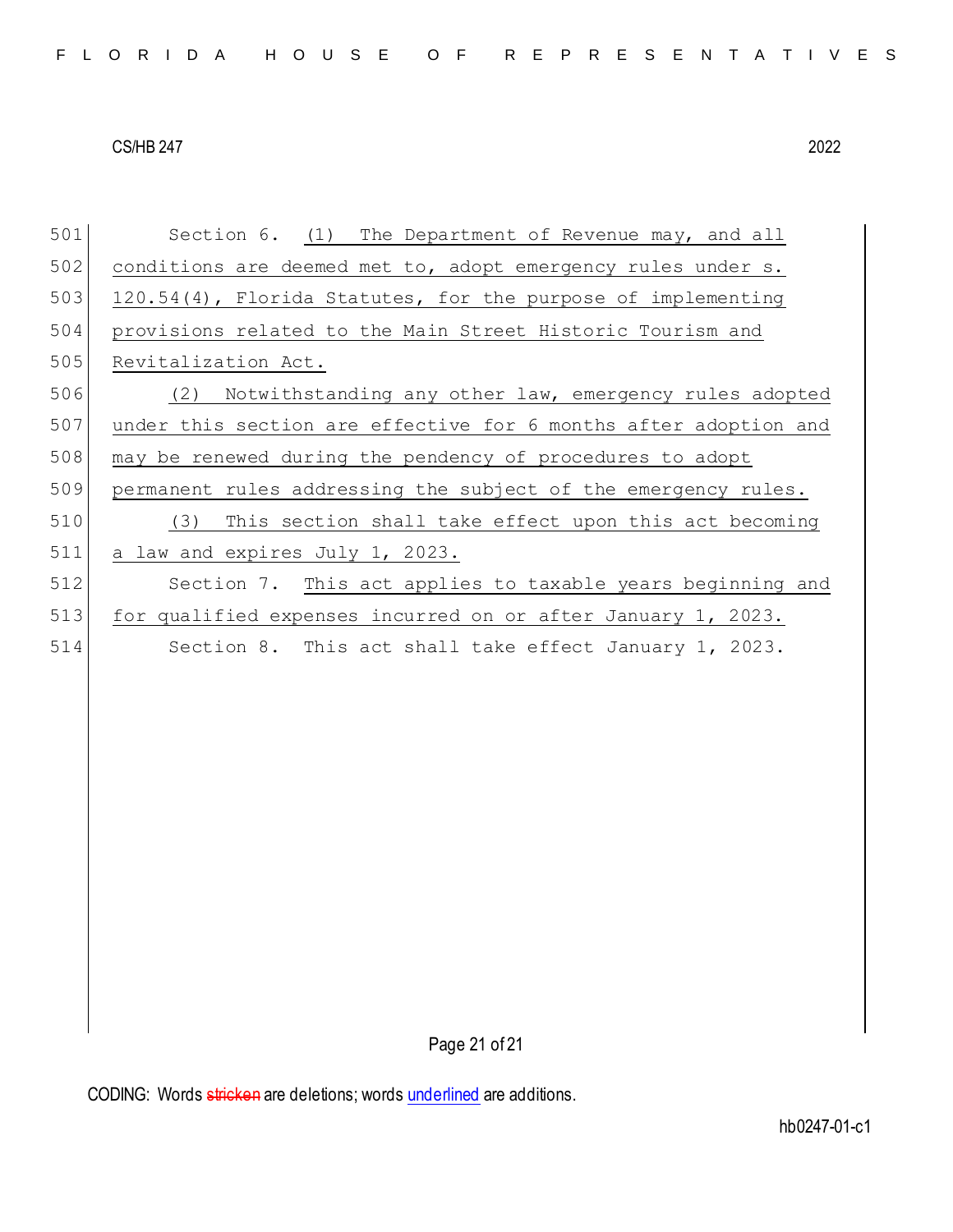Section 6. (1) The Department of Revenue may, and all conditions are deemed met to, adopt emergency rules under s. 120.54(4), Florida Statutes, for the purpose of implementing provisions related to the Main Street Historic Tourism and Revitalization Act.

(2) Notwithstanding any other law, emergency rules adopted under this section are effective for 6 months after adoption and may be renewed during the pendency of procedures to adopt permanent rules addressing the subject of the emergency rules.

(3) This section shall take effect upon this act becoming a law and expires July 1, 2023.

Section 7. This act applies to taxable years beginning and for qualified expenses incurred on or after January 1, 2023.

Section 8. This act shall take effect January 1, 2023.